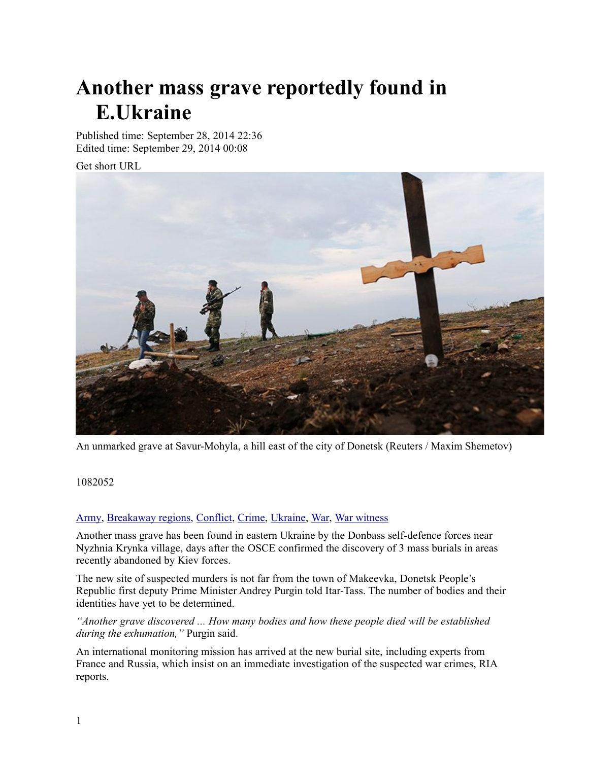# Another mass grave reportedly found in E.Ukraine

Published time: September 28, 2014 22:36
Edited time: September 29, 2014 00:08

Get short URL

An unmarked grave at Savur-Mohyla, a hill east of the city of Donetsk (Reuters / Maxim Shemetov)

1082052

Army, Breakaway regions, Conflict, Crime, Ukraine, War, War witness

Another mass grave has been found in eastern Ukraine by the Donbass self-defence forces near Nyzhnia Krynka village, days after the OSCE confirmed the discovery of 3 mass burials in areas recently abandoned by Kiev forces.

The new site of suspected murders is not far from the town of Makeevka, Donetsk People's Republic first deputy Prime Minister Andrey Purgin told Itar-Tass. The number of bodies and their identities have yet to be determined.

*"Another grave discovered ... How many bodies and how these people died will be established during the exhumation,"* Purgin said.

An international monitoring mission has arrived at the new burial site, including experts from France and Russia, which insist on an immediate investigation of the suspected war crimes, RIA reports.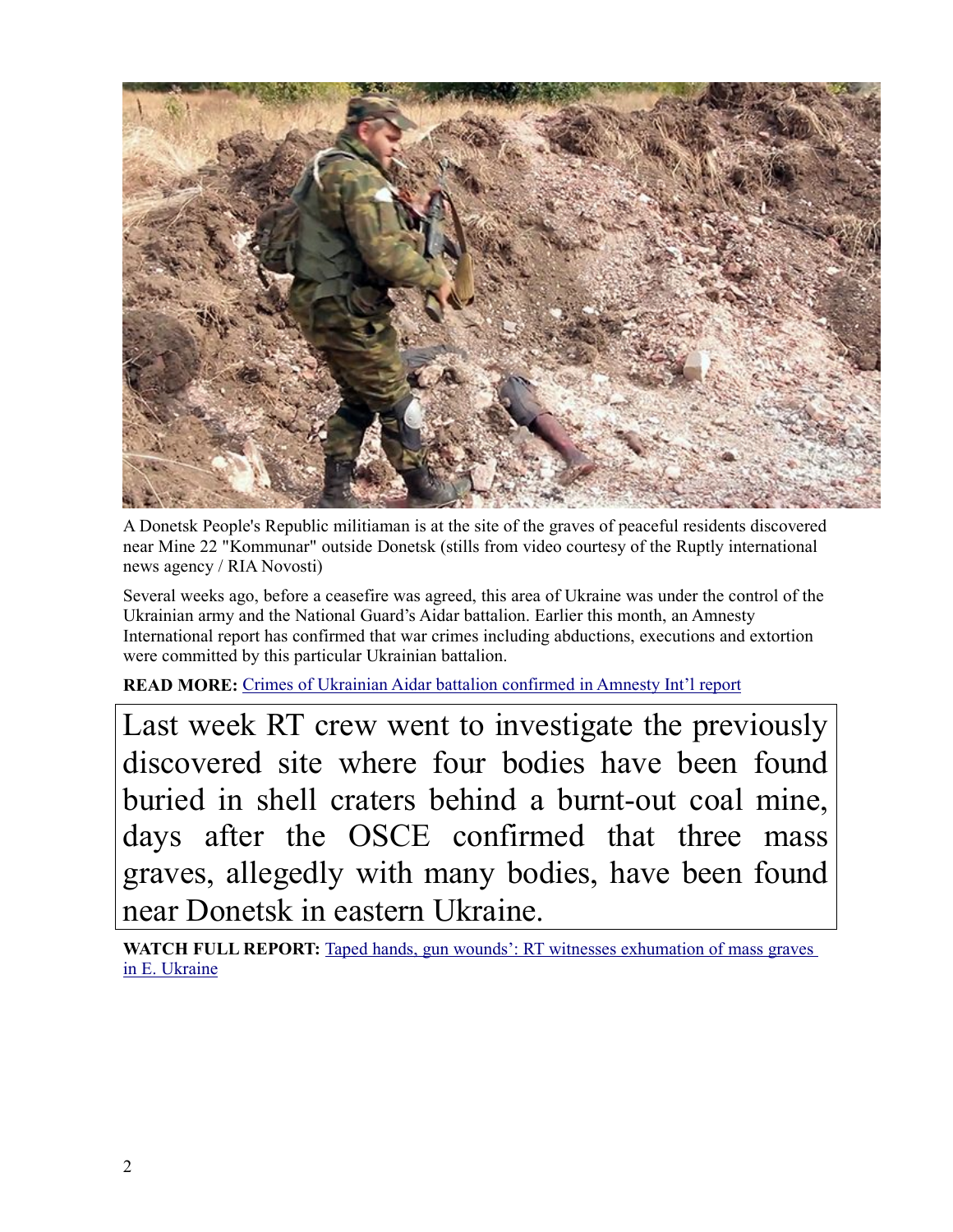A Donetsk People's Republic militiaman is at the site of the graves of peaceful residents discovered near Mine 22 "Kommunar" outside Donetsk (stills from video courtesy of the Ruptly international news agency / RIA Novosti)

Several weeks ago, before a ceasefire was agreed, this area of Ukraine was under the control of the Ukrainian army and the National Guard's Aidar battalion. Earlier this month, an Amnesty International report has confirmed that war crimes including abductions, executions and extortion were committed by this particular Ukrainian battalion.

**READ MORE:** Crimes of Ukrainian Aidar battalion confirmed in Amnesty Int'l report

> Last week RT crew went to investigate the previously discovered site where four bodies have been found buried in shell craters behind a burnt-out coal mine, days after the OSCE confirmed that three mass graves, allegedly with many bodies, have been found near Donetsk in eastern Ukraine.

**WATCH FULL REPORT:** Taped hands, gun wounds': RT witnesses exhumation of mass graves in E. Ukraine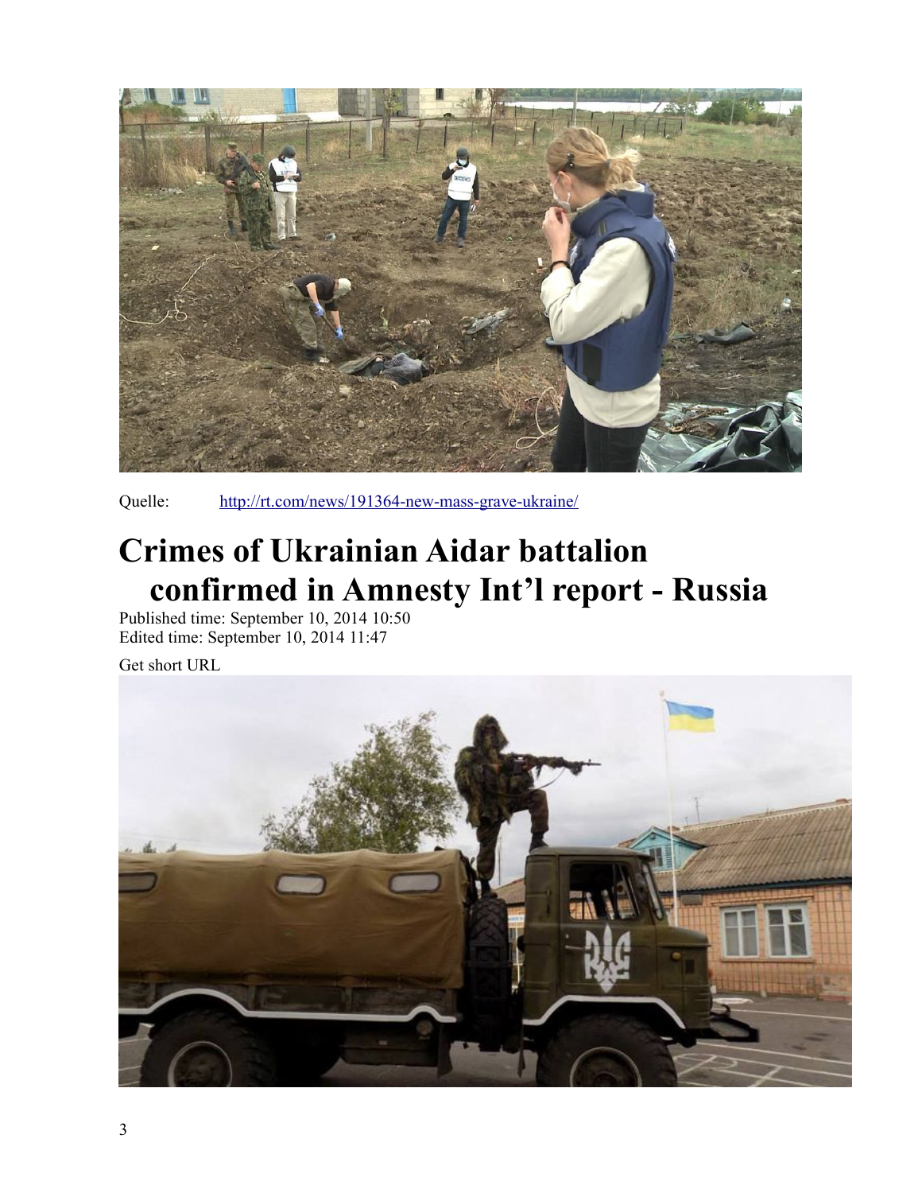Quelle: http://rt.com/news/191364-new-mass-grave-ukraine/

# Crimes of Ukrainian Aidar battalion confirmed in Amnesty Int'l report - Russia

Published time: September 10, 2014 10:50
Edited time: September 10, 2014 11:47

Get short URL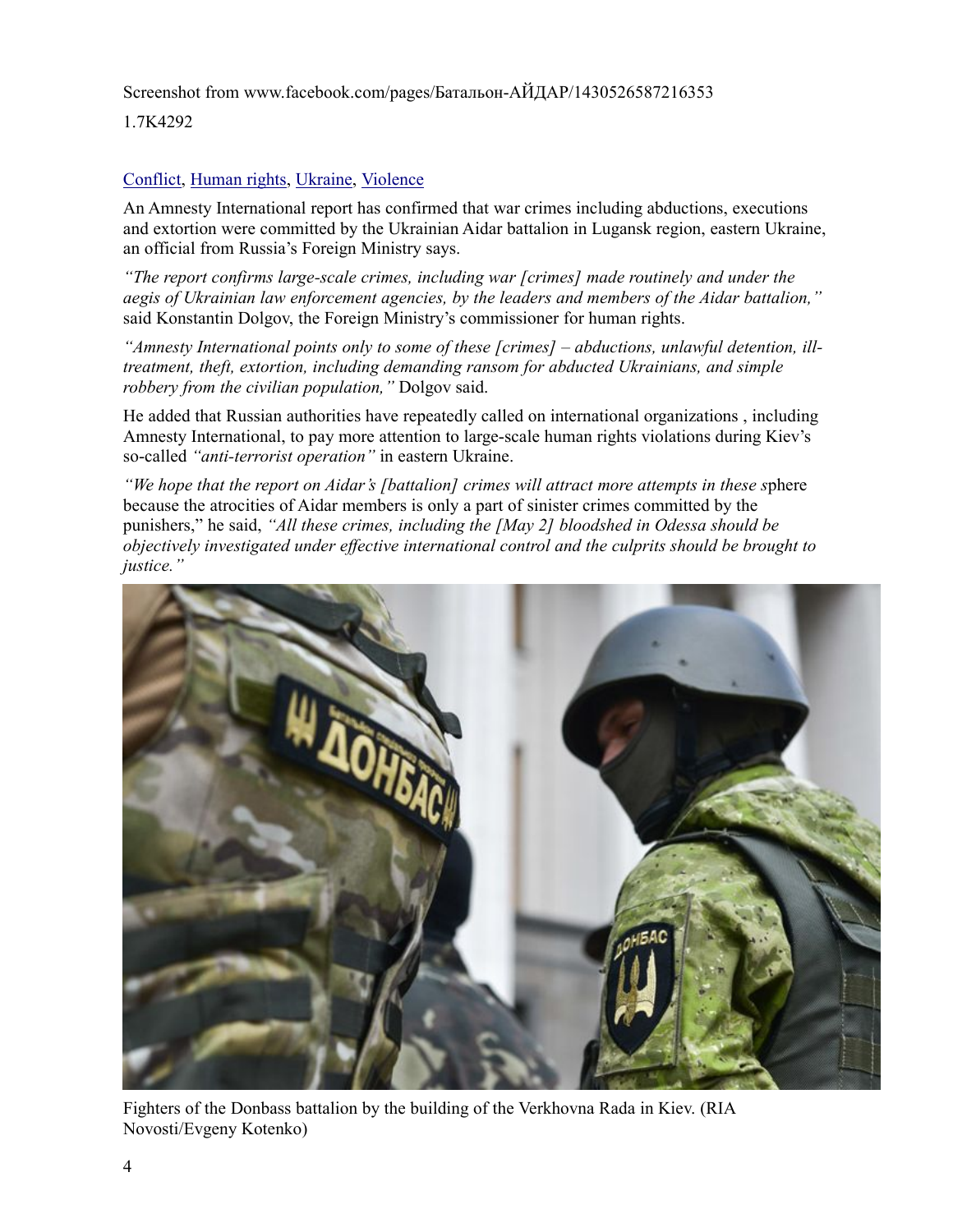Screenshot from www.facebook.com/pages/Батальон-АЙДАР/1430526587216353

1.7K4292

Conflict, Human rights, Ukraine, Violence

An Amnesty International report has confirmed that war crimes including abductions, executions and extortion were committed by the Ukrainian Aidar battalion in Lugansk region, eastern Ukraine, an official from Russia's Foreign Ministry says.

*"The report confirms large-scale crimes, including war [crimes] made routinely and under the aegis of Ukrainian law enforcement agencies, by the leaders and members of the Aidar battalion,"* said Konstantin Dolgov, the Foreign Ministry's commissioner for human rights.

*"Amnesty International points only to some of these [crimes] – abductions, unlawful detention, ill-treatment, theft, extortion, including demanding ransom for abducted Ukrainians, and simple robbery from the civilian population,"* Dolgov said.

He added that Russian authorities have repeatedly called on international organizations , including Amnesty International, to pay more attention to large-scale human rights violations during Kiev's so-called *"anti-terrorist operation"* in eastern Ukraine.

*"We hope that the report on Aidar's [battalion] crimes will attract more attempts in these s*phere because the atrocities of Aidar members is only a part of sinister crimes committed by the punishers," he said, *"All these crimes, including the [May 2] bloodshed in Odessa should be objectively investigated under effective international control and the culprits should be brought to justice."*

Fighters of the Donbass battalion by the building of the Verkhovna Rada in Kiev. (RIA Novosti/Evgeny Kotenko)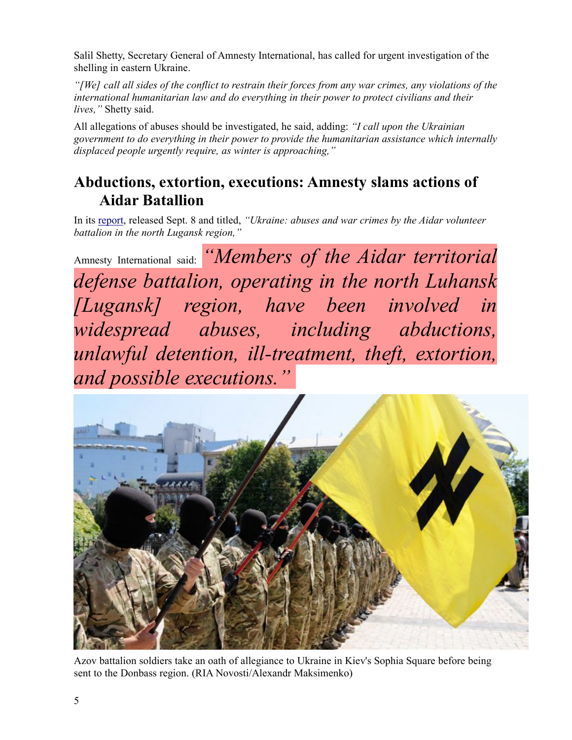Salil Shetty, Secretary General of Amnesty International, has called for urgent investigation of the shelling in eastern Ukraine.

*"[We] call all sides of the conflict to restrain their forces from any war crimes, any violations of the international humanitarian law and do everything in their power to protect civilians and their lives,"* Shetty said.

All allegations of abuses should be investigated, he said, adding: *"I call upon the Ukrainian government to do everything in their power to provide the humanitarian assistance which internally displaced people urgently require, as winter is approaching,"*

## Abductions, extortion, executions: Amnesty slams actions of Aidar Batallion

In its report, released Sept. 8 and titled, *"Ukraine: abuses and war crimes by the Aidar volunteer battalion in the north Lugansk region,"*

Amnesty International said: *"Members of the Aidar territorial defense battalion, operating in the north Luhansk [Lugansk] region, have been involved in widespread abuses, including abductions, unlawful detention, ill-treatment, theft, extortion, and possible executions."*

Azov battalion soldiers take an oath of allegiance to Ukraine in Kiev's Sophia Square before being sent to the Donbass region. (RIA Novosti/Alexandr Maksimenko)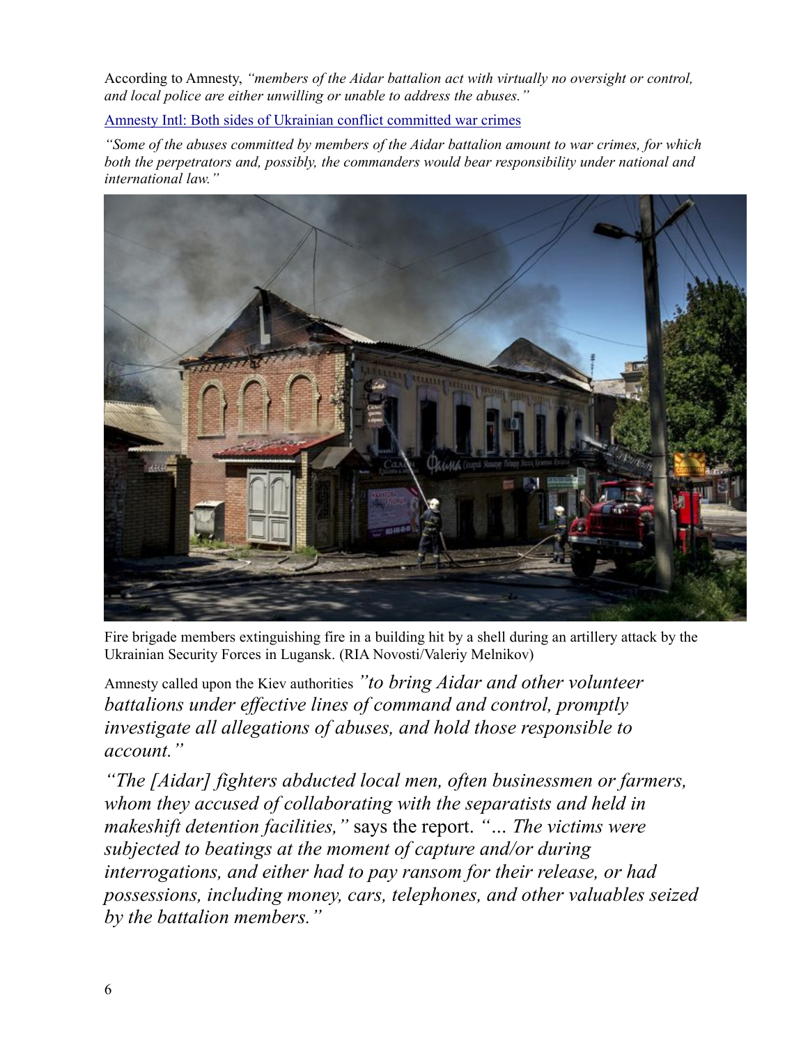According to Amnesty, *"members of the Aidar battalion act with virtually no oversight or control, and local police are either unwilling or unable to address the abuses."*

Amnesty Intl: Both sides of Ukrainian conflict committed war crimes

*"Some of the abuses committed by members of the Aidar battalion amount to war crimes, for which both the perpetrators and, possibly, the commanders would bear responsibility under national and international law."*

Fire brigade members extinguishing fire in a building hit by a shell during an artillery attack by the Ukrainian Security Forces in Lugansk. (RIA Novosti/Valeriy Melnikov)

Amnesty called upon the Kiev authorities *"to bring Aidar and other volunteer battalions under effective lines of command and control, promptly investigate all allegations of abuses, and hold those responsible to account."*

*"The [Aidar] fighters abducted local men, often businessmen or farmers, whom they accused of collaborating with the separatists and held in makeshift detention facilities,"* says the report. *"... The victims were subjected to beatings at the moment of capture and/or during interrogations, and either had to pay ransom for their release, or had possessions, including money, cars, telephones, and other valuables seized by the battalion members."*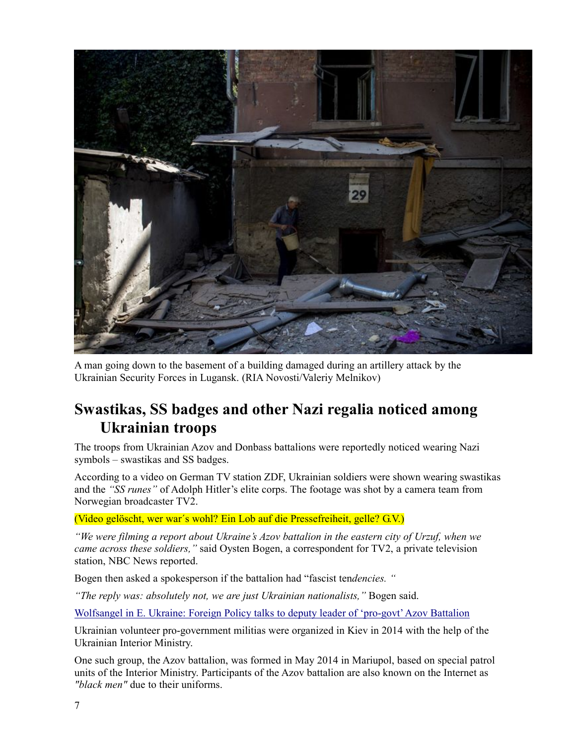A man going down to the basement of a building damaged during an artillery attack by the Ukrainian Security Forces in Lugansk. (RIA Novosti/Valeriy Melnikov)

## Swastikas, SS badges and other Nazi regalia noticed among Ukrainian troops

The troops from Ukrainian Azov and Donbass battalions were reportedly noticed wearing Nazi symbols – swastikas and SS badges.

According to a video on German TV station ZDF, Ukrainian soldiers were shown wearing swastikas and the *"SS runes"* of Adolph Hitler's elite corps. The footage was shot by a camera team from Norwegian broadcaster TV2.

(Video gelöscht, wer war´s wohl? Ein Lob auf die Pressefreiheit, gelle? G.V.)

*"We were filming a report about Ukraine's Azov battalion in the eastern city of Urzuf, when we came across these soldiers,"* said Oysten Bogen, a correspondent for TV2, a private television station, NBC News reported.

Bogen then asked a spokesperson if the battalion had "fascist ten*dencies. "*

*"The reply was: absolutely not, we are just Ukrainian nationalists,"* Bogen said.

Wolfsangel in E. Ukraine: Foreign Policy talks to deputy leader of 'pro-govt' Azov Battalion

Ukrainian volunteer pro-government militias were organized in Kiev in 2014 with the help of the Ukrainian Interior Ministry.

One such group, the Azov battalion, was formed in May 2014 in Mariupol, based on special patrol units of the Interior Ministry. Participants of the Azov battalion are also known on the Internet as *"black men"* due to their uniforms.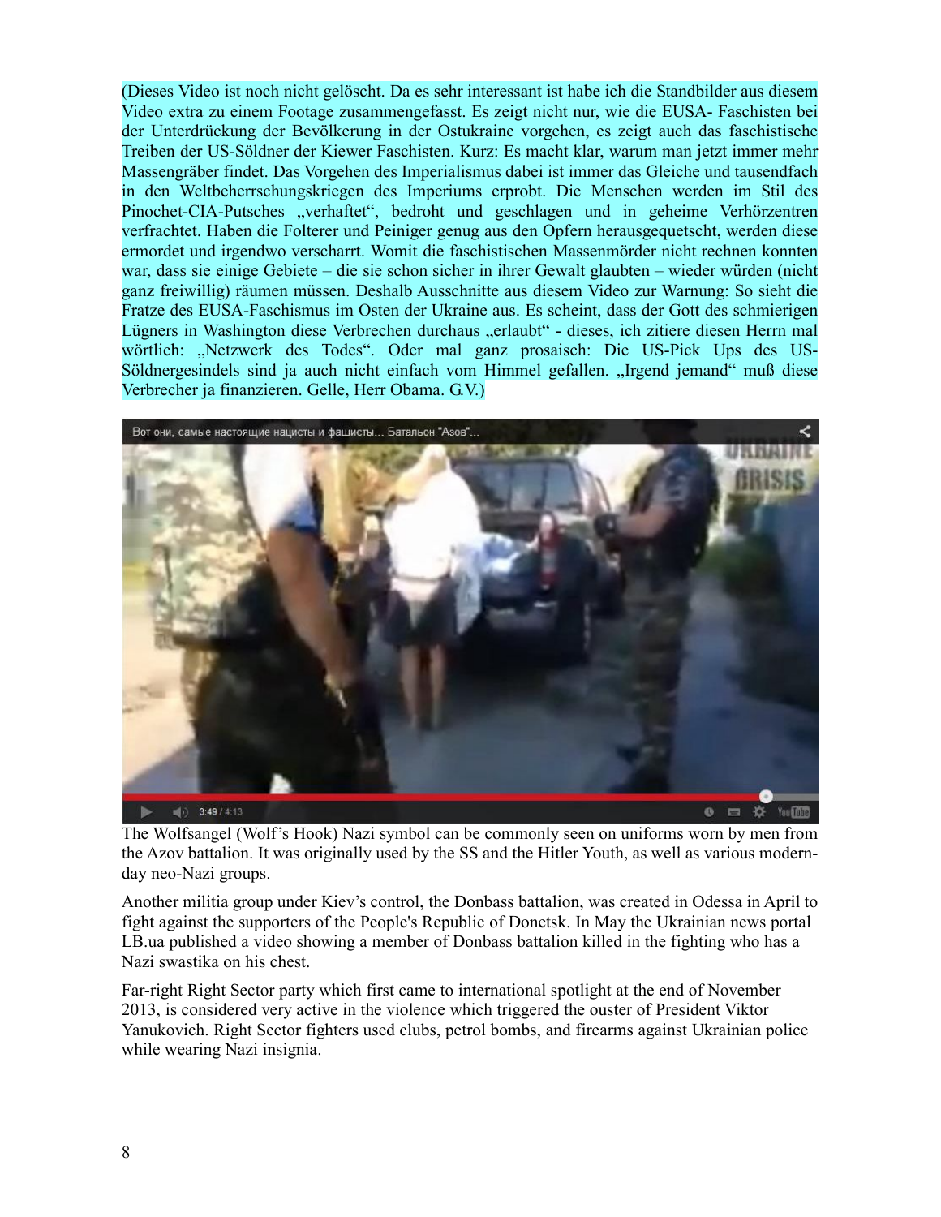(Dieses Video ist noch nicht gelöscht. Da es sehr interessant ist habe ich die Standbilder aus diesem Video extra zu einem Footage zusammengefasst. Es zeigt nicht nur, wie die EUSA- Faschisten bei der Unterdrückung der Bevölkerung in der Ostukraine vorgehen, es zeigt auch das faschistische Treiben der US-Söldner der Kiewer Faschisten. Kurz: Es macht klar, warum man jetzt immer mehr Massengräber findet. Das Vorgehen des Imperialismus dabei ist immer das Gleiche und tausendfach in den Weltbeherrschungskriegen des Imperiums erprobt. Die Menschen werden im Stil des Pinochet-CIA-Putsches „verhaftet", bedroht und geschlagen und in geheime Verhörzentren verfrachtet. Haben die Folterer und Peiniger genug aus den Opfern herausgequetscht, werden diese ermordet und irgendwo verscharrt. Womit die faschistischen Massenmörder nicht rechnen konnten war, dass sie einige Gebiete – die sie schon sicher in ihrer Gewalt glaubten – wieder würden (nicht ganz freiwillig) räumen müssen. Deshalb Ausschnitte aus diesem Video zur Warnung: So sieht die Fratze des EUSA-Faschismus im Osten der Ukraine aus. Es scheint, dass der Gott des schmierigen Lügners in Washington diese Verbrechen durchaus „erlaubt" - dieses, ich zitiere diesen Herrn mal wörtlich: „Netzwerk des Todes". Oder mal ganz prosaisch: Die US-Pick Ups des US-Söldnergesindels sind ja auch nicht einfach vom Himmel gefallen. „Irgend jemand" muß diese Verbrecher ja finanzieren. Gelle, Herr Obama. G.V.)

The Wolfsangel (Wolf's Hook) Nazi symbol can be commonly seen on uniforms worn by men from the Azov battalion. It was originally used by the SS and the Hitler Youth, as well as various modern-day neo-Nazi groups.

Another militia group under Kiev's control, the Donbass battalion, was created in Odessa in April to fight against the supporters of the People's Republic of Donetsk. In May the Ukrainian news portal LB.ua published a video showing a member of Donbass battalion killed in the fighting who has a Nazi swastika on his chest.

Far-right Right Sector party which first came to international spotlight at the end of November 2013, is considered very active in the violence which triggered the ouster of President Viktor Yanukovich. Right Sector fighters used clubs, petrol bombs, and firearms against Ukrainian police while wearing Nazi insignia.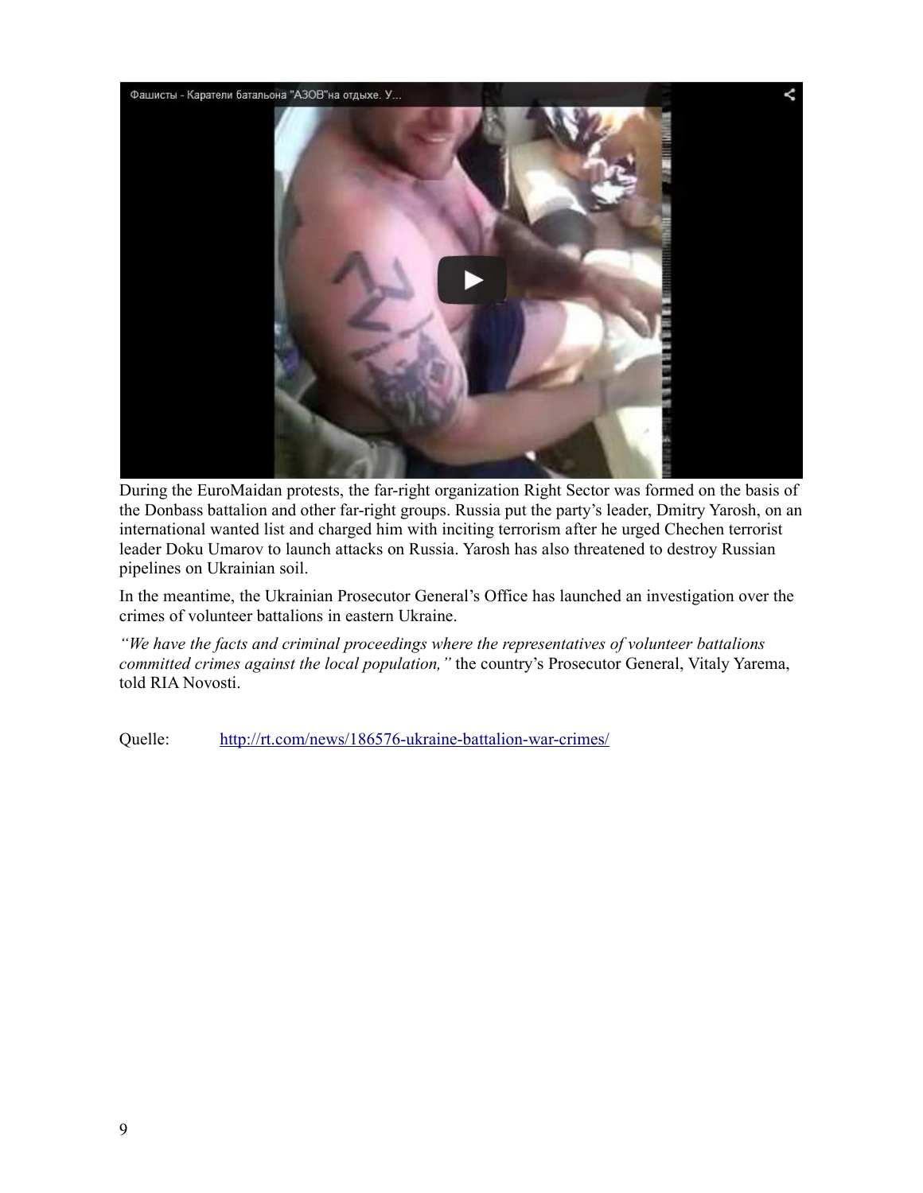During the EuroMaidan protests, the far-right organization Right Sector was formed on the basis of the Donbass battalion and other far-right groups. Russia put the party's leader, Dmitry Yarosh, on an international wanted list and charged him with inciting terrorism after he urged Chechen terrorist leader Doku Umarov to launch attacks on Russia. Yarosh has also threatened to destroy Russian pipelines on Ukrainian soil.

In the meantime, the Ukrainian Prosecutor General's Office has launched an investigation over the crimes of volunteer battalions in eastern Ukraine.

*"We have the facts and criminal proceedings where the representatives of volunteer battalions committed crimes against the local population,"* the country's Prosecutor General, Vitaly Yarema, told RIA Novosti.

Quelle: http://rt.com/news/186576-ukraine-battalion-war-crimes/